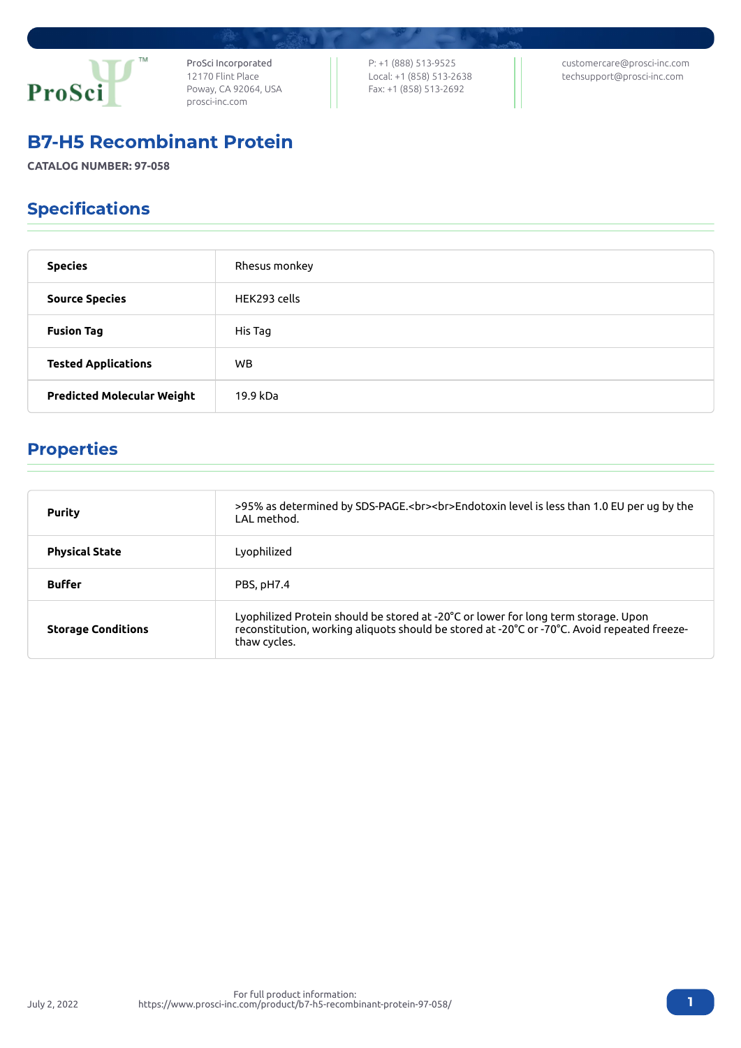ProSci Incorporated
12170 Flint Place
Poway, CA 92064, USA
prosci-inc.com

P: +1 (888) 513-9525
Local: +1 (858) 513-2638
Fax: +1 (858) 513-2692

customercare@prosci-inc.com
techsupport@prosci-inc.com

# B7-H5 Recombinant Protein

**CATALOG NUMBER: 97-058**

## Specifications

| | |
|---|---|
| **Species** | Rhesus monkey |
| **Source Species** | HEK293 cells |
| **Fusion Tag** | His Tag |
| **Tested Applications** | WB |
| **Predicted Molecular Weight** | 19.9 kDa |

## Properties

| | |
|---|---|
| **Purity** | >95% as determined by SDS-PAGE.<br><br>Endotoxin level is less than 1.0 EU per ug by the LAL method. |
| **Physical State** | Lyophilized |
| **Buffer** | PBS, pH7.4 |
| **Storage Conditions** | Lyophilized Protein should be stored at -20°C or lower for long term storage. Upon reconstitution, working aliquots should be stored at -20°C or -70°C. Avoid repeated freeze-thaw cycles. |

July 2, 2022

For full product information:
https://www.prosci-inc.com/product/b7-h5-recombinant-protein-97-058/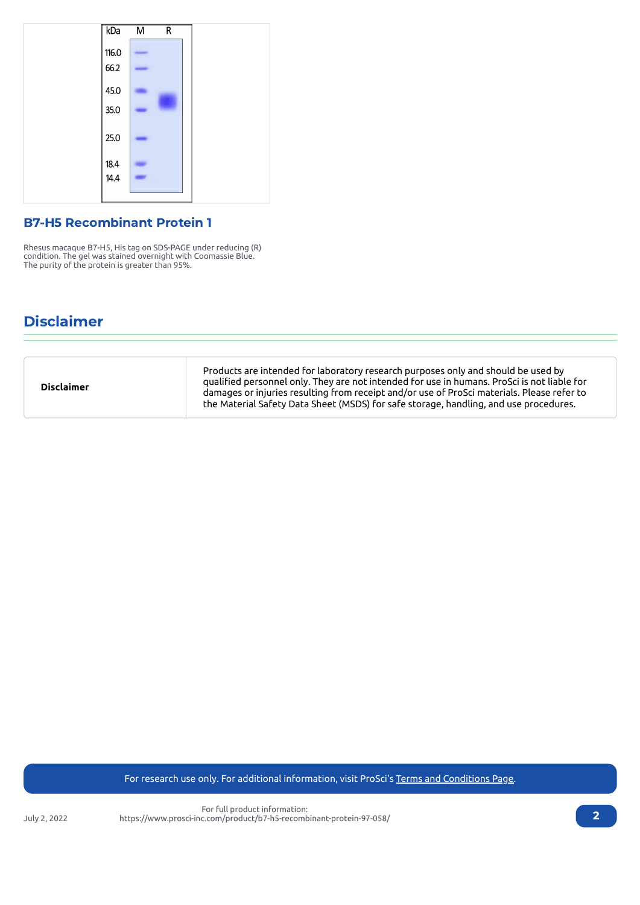kDa M R
116.0
66.2
45.0
35.0
25.0
18.4
14.4

## B7-H5 Recombinant Protein 1

Rhesus macaque B7-H5, His tag on SDS-PAGE under reducing (R) condition. The gel was stained overnight with Coomassie Blue. The purity of the protein is greater than 95%.

## Disclaimer

| | |
|---|---|
| **Disclaimer** | Products are intended for laboratory research purposes only and should be used by qualified personnel only. They are not intended for use in humans. ProSci is not liable for damages or injuries resulting from receipt and/or use of ProSci materials. Please refer to the Material Safety Data Sheet (MSDS) for safe storage, handling, and use procedures. |

For research use only. For additional information, visit ProSci's Terms and Conditions Page.

July 2, 2022

For full product information:
https://www.prosci-inc.com/product/b7-h5-recombinant-protein-97-058/